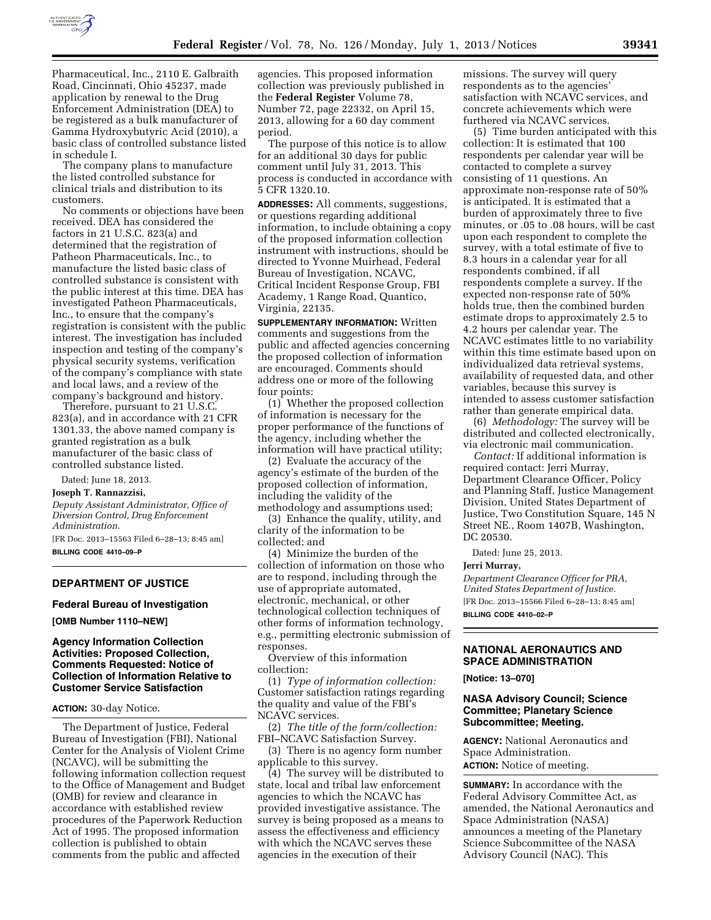Pharmaceutical, Inc., 2110 E. Galbraith Road, Cincinnati, Ohio 45237, made application by renewal to the Drug Enforcement Administration (DEA) to be registered as a bulk manufacturer of Gamma Hydroxybutyric Acid (2010), a basic class of controlled substance listed in schedule I.

The company plans to manufacture the listed controlled substance for clinical trials and distribution to its customers.

No comments or objections have been received. DEA has considered the factors in 21 U.S.C. 823(a) and determined that the registration of Patheon Pharmaceuticals, Inc., to manufacture the listed basic class of controlled substance is consistent with the public interest at this time. DEA has investigated Patheon Pharmaceuticals, Inc., to ensure that the company's registration is consistent with the public interest. The investigation has included inspection and testing of the company's physical security systems, verification of the company's compliance with state and local laws, and a review of the company's background and history.

Therefore, pursuant to 21 U.S.C. 823(a), and in accordance with 21 CFR 1301.33, the above named company is granted registration as a bulk manufacturer of the basic class of controlled substance listed.

Dated: June 18, 2013.

**Joseph T. Rannazzisi,**

*Deputy Assistant Administrator, Office of Diversion Control, Drug Enforcement Administration.*

[FR Doc. 2013–15563 Filed 6–28–13; 8:45 am]

**BILLING CODE 4410–09–P**

## DEPARTMENT OF JUSTICE

### Federal Bureau of Investigation

**[OMB Number 1110–NEW]**

### Agency Information Collection Activities: Proposed Collection, Comments Requested: Notice of Collection of Information Relative to Customer Service Satisfaction

**ACTION:** 30-day Notice.

The Department of Justice, Federal Bureau of Investigation (FBI), National Center for the Analysis of Violent Crime (NCAVC), will be submitting the following information collection request to the Office of Management and Budget (OMB) for review and clearance in accordance with established review procedures of the Paperwork Reduction Act of 1995. The proposed information collection is published to obtain comments from the public and affected agencies. This proposed information collection was previously published in the **Federal Register** Volume 78, Number 72, page 22332, on April 15, 2013, allowing for a 60 day comment period.

The purpose of this notice is to allow for an additional 30 days for public comment until July 31, 2013. This process is conducted in accordance with 5 CFR 1320.10.

**ADDRESSES:** All comments, suggestions, or questions regarding additional information, to include obtaining a copy of the proposed information collection instrument with instructions, should be directed to Yvonne Muirhead, Federal Bureau of Investigation, NCAVC, Critical Incident Response Group, FBI Academy, 1 Range Road, Quantico, Virginia, 22135.

**SUPPLEMENTARY INFORMATION:** Written comments and suggestions from the public and affected agencies concerning the proposed collection of information are encouraged. Comments should address one or more of the following four points:

(1) Whether the proposed collection of information is necessary for the proper performance of the functions of the agency, including whether the information will have practical utility;

(2) Evaluate the accuracy of the agency's estimate of the burden of the proposed collection of information, including the validity of the methodology and assumptions used;

(3) Enhance the quality, utility, and clarity of the information to be collected; and

(4) Minimize the burden of the collection of information on those who are to respond, including through the use of appropriate automated, electronic, mechanical, or other technological collection techniques of other forms of information technology, e.g., permitting electronic submission of responses.

Overview of this information collection:

(1) *Type of information collection:* Customer satisfaction ratings regarding the quality and value of the FBI's NCAVC services.

(2) *The title of the form/collection:* FBI–NCAVC Satisfaction Survey.

(3) There is no agency form number applicable to this survey.

(4) The survey will be distributed to state, local and tribal law enforcement agencies to which the NCAVC has provided investigative assistance. The survey is being proposed as a means to assess the effectiveness and efficiency with which the NCAVC serves these agencies in the execution of their missions. The survey will query respondents as to the agencies' satisfaction with NCAVC services, and concrete achievements which were furthered via NCAVC services.

(5) Time burden anticipated with this collection: It is estimated that 100 respondents per calendar year will be contacted to complete a survey consisting of 11 questions. An approximate non-response rate of 50% is anticipated. It is estimated that a burden of approximately three to five minutes, or .05 to .08 hours, will be cast upon each respondent to complete the survey, with a total estimate of five to 8.3 hours in a calendar year for all respondents combined, if all respondents complete a survey. If the expected non-response rate of 50% holds true, then the combined burden estimate drops to approximately 2.5 to 4.2 hours per calendar year. The NCAVC estimates little to no variability within this time estimate based upon on individualized data retrieval systems, availability of requested data, and other variables, because this survey is intended to assess customer satisfaction rather than generate empirical data.

(6) *Methodology:* The survey will be distributed and collected electronically, via electronic mail communication.

*Contact:* If additional information is required contact: Jerri Murray, Department Clearance Officer, Policy and Planning Staff, Justice Management Division, United States Department of Justice, Two Constitution Square, 145 N Street NE., Room 1407B, Washington, DC 20530.

Dated: June 25, 2013.

**Jerri Murray,**

*Department Clearance Officer for PRA, United States Department of Justice.*

[FR Doc. 2013–15566 Filed 6–28–13; 8:45 am]

**BILLING CODE 4410–02–P**

## NATIONAL AERONAUTICS AND SPACE ADMINISTRATION

**[Notice: 13–070]**

### NASA Advisory Council; Science Committee; Planetary Science Subcommittee; Meeting.

**AGENCY:** National Aeronautics and Space Administration.

**ACTION:** Notice of meeting.

**SUMMARY:** In accordance with the Federal Advisory Committee Act, as amended, the National Aeronautics and Space Administration (NASA) announces a meeting of the Planetary Science Subcommittee of the NASA Advisory Council (NAC). This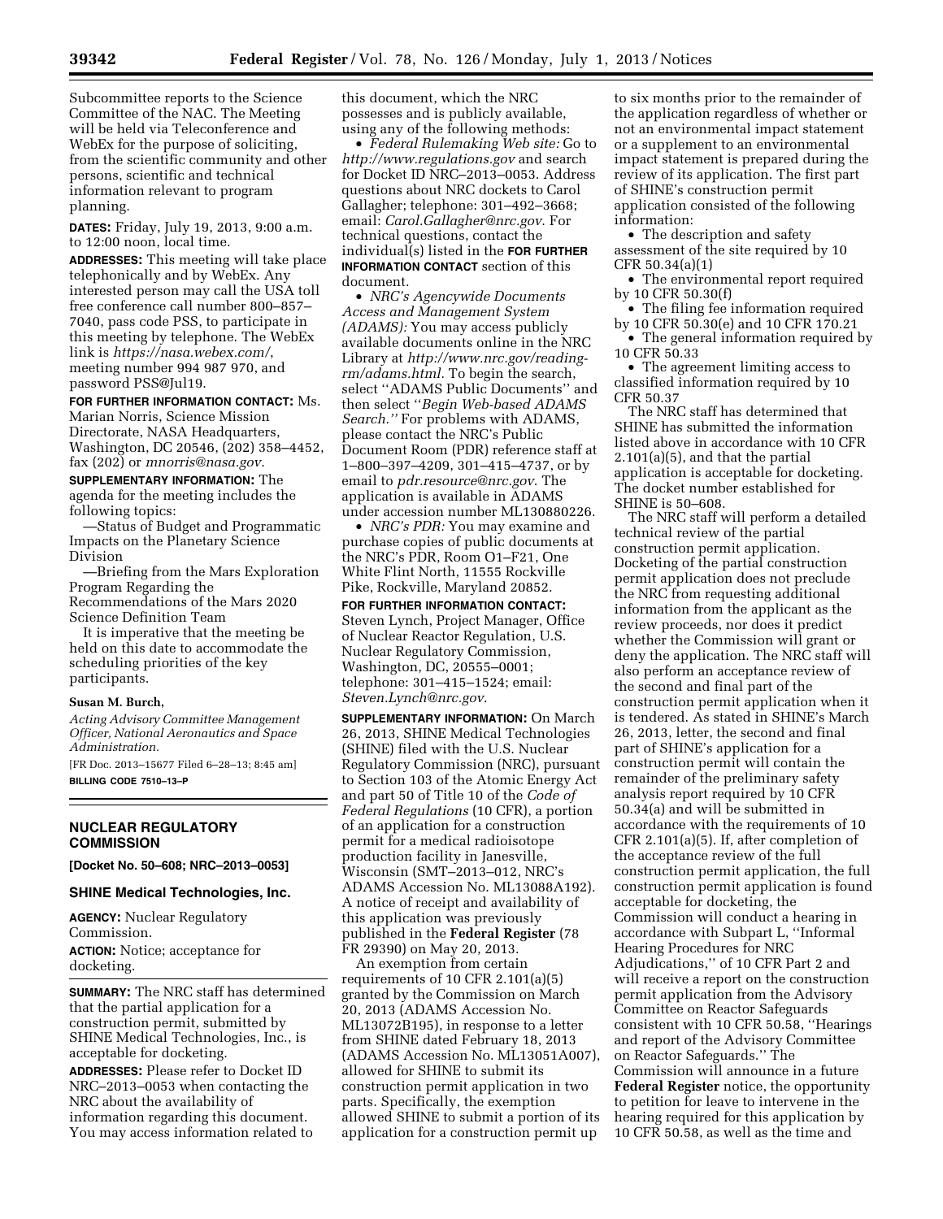Subcommittee reports to the Science Committee of the NAC. The Meeting will be held via Teleconference and WebEx for the purpose of soliciting, from the scientific community and other persons, scientific and technical information relevant to program planning.

**DATES:** Friday, July 19, 2013, 9:00 a.m. to 12:00 noon, local time.

**ADDRESSES:** This meeting will take place telephonically and by WebEx. Any interested person may call the USA toll free conference call number 800–857–7040, pass code PSS, to participate in this meeting by telephone. The WebEx link is *https://nasa.webex.com/*, meeting number 994 987 970, and password PSS@Jul19.

**FOR FURTHER INFORMATION CONTACT:** Ms. Marian Norris, Science Mission Directorate, NASA Headquarters, Washington, DC 20546, (202) 358–4452, fax (202) or *mnorris@nasa.gov*.

**SUPPLEMENTARY INFORMATION:** The agenda for the meeting includes the following topics:

—Status of Budget and Programmatic Impacts on the Planetary Science Division

—Briefing from the Mars Exploration Program Regarding the Recommendations of the Mars 2020 Science Definition Team

It is imperative that the meeting be held on this date to accommodate the scheduling priorities of the key participants.

**Susan M. Burch,**

*Acting Advisory Committee Management Officer, National Aeronautics and Space Administration.*

[FR Doc. 2013–15677 Filed 6–28–13; 8:45 am]

**BILLING CODE 7510–13–P**

## NUCLEAR REGULATORY COMMISSION

**[Docket No. 50–608; NRC–2013–0053]**

### SHINE Medical Technologies, Inc.

**AGENCY:** Nuclear Regulatory Commission.

**ACTION:** Notice; acceptance for docketing.

**SUMMARY:** The NRC staff has determined that the partial application for a construction permit, submitted by SHINE Medical Technologies, Inc., is acceptable for docketing.

**ADDRESSES:** Please refer to Docket ID NRC–2013–0053 when contacting the NRC about the availability of information regarding this document. You may access information related to this document, which the NRC possesses and is publicly available, using any of the following methods:

• *Federal Rulemaking Web site:* Go to *http://www.regulations.gov* and search for Docket ID NRC–2013–0053. Address questions about NRC dockets to Carol Gallagher; telephone: 301–492–3668; email: *Carol.Gallagher@nrc.gov*. For technical questions, contact the individual(s) listed in the **FOR FURTHER INFORMATION CONTACT** section of this document.

• *NRC's Agencywide Documents Access and Management System (ADAMS):* You may access publicly available documents online in the NRC Library at *http://www.nrc.gov/reading-rm/adams.html*. To begin the search, select ''ADAMS Public Documents'' and then select ''*Begin Web-based ADAMS Search.*'' For problems with ADAMS, please contact the NRC's Public Document Room (PDR) reference staff at 1–800–397–4209, 301–415–4737, or by email to *pdr.resource@nrc.gov*. The application is available in ADAMS under accession number ML130880226.

• *NRC's PDR:* You may examine and purchase copies of public documents at the NRC's PDR, Room O1–F21, One White Flint North, 11555 Rockville Pike, Rockville, Maryland 20852.

**FOR FURTHER INFORMATION CONTACT:** Steven Lynch, Project Manager, Office of Nuclear Reactor Regulation, U.S. Nuclear Regulatory Commission, Washington, DC, 20555–0001; telephone: 301–415–1524; email: *Steven.Lynch@nrc.gov*.

**SUPPLEMENTARY INFORMATION:** On March 26, 2013, SHINE Medical Technologies (SHINE) filed with the U.S. Nuclear Regulatory Commission (NRC), pursuant to Section 103 of the Atomic Energy Act and part 50 of Title 10 of the *Code of Federal Regulations* (10 CFR), a portion of an application for a construction permit for a medical radioisotope production facility in Janesville, Wisconsin (SMT–2013–012, NRC's ADAMS Accession No. ML13088A192). A notice of receipt and availability of this application was previously published in the **Federal Register** (78 FR 29390) on May 20, 2013.

An exemption from certain requirements of 10 CFR 2.101(a)(5) granted by the Commission on March 20, 2013 (ADAMS Accession No. ML13072B195), in response to a letter from SHINE dated February 18, 2013 (ADAMS Accession No. ML13051A007), allowed for SHINE to submit its construction permit application in two parts. Specifically, the exemption allowed SHINE to submit a portion of its application for a construction permit up to six months prior to the remainder of the application regardless of whether or not an environmental impact statement or a supplement to an environmental impact statement is prepared during the review of its application. The first part of SHINE's construction permit application consisted of the following information:

• The description and safety assessment of the site required by 10 CFR 50.34(a)(1)

• The environmental report required by 10 CFR 50.30(f)

• The filing fee information required by 10 CFR 50.30(e) and 10 CFR 170.21

• The general information required by 10 CFR 50.33

• The agreement limiting access to classified information required by 10 CFR 50.37

The NRC staff has determined that SHINE has submitted the information listed above in accordance with 10 CFR 2.101(a)(5), and that the partial application is acceptable for docketing. The docket number established for SHINE is 50–608.

The NRC staff will perform a detailed technical review of the partial construction permit application. Docketing of the partial construction permit application does not preclude the NRC from requesting additional information from the applicant as the review proceeds, nor does it predict whether the Commission will grant or deny the application. The NRC staff will also perform an acceptance review of the second and final part of the construction permit application when it is tendered. As stated in SHINE's March 26, 2013, letter, the second and final part of SHINE's application for a construction permit will contain the remainder of the preliminary safety analysis report required by 10 CFR 50.34(a) and will be submitted in accordance with the requirements of 10 CFR 2.101(a)(5). If, after completion of the acceptance review of the full construction permit application, the full construction permit application is found acceptable for docketing, the Commission will conduct a hearing in accordance with Subpart L, ''Informal Hearing Procedures for NRC Adjudications,'' of 10 CFR Part 2 and will receive a report on the construction permit application from the Advisory Committee on Reactor Safeguards consistent with 10 CFR 50.58, ''Hearings and report of the Advisory Committee on Reactor Safeguards.'' The Commission will announce in a future **Federal Register** notice, the opportunity to petition for leave to intervene in the hearing required for this application by 10 CFR 50.58, as well as the time and